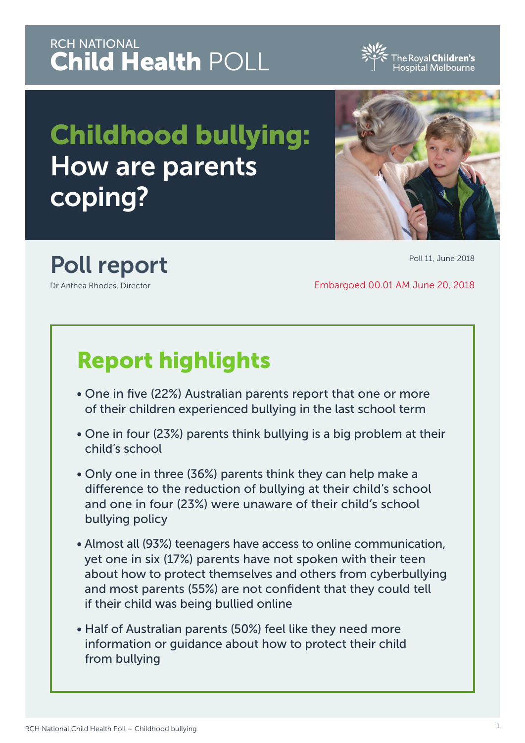RCH NATIONAL
**Child Health** POLL

The Royal Children's Hospital Melbourne

# Childhood bullying: How are parents coping?

## Poll report

Dr Anthea Rhodes, Director

Poll 11, June 2018

Embargoed 00.01 AM June 20, 2018

## Report highlights

- One in five (22%) Australian parents report that one or more of their children experienced bullying in the last school term
- One in four (23%) parents think bullying is a big problem at their child's school
- Only one in three (36%) parents think they can help make a difference to the reduction of bullying at their child's school and one in four (23%) were unaware of their child's school bullying policy
- Almost all (93%) teenagers have access to online communication, yet one in six (17%) parents have not spoken with their teen about how to protect themselves and others from cyberbullying and most parents (55%) are not confident that they could tell if their child was being bullied online
- Half of Australian parents (50%) feel like they need more information or guidance about how to protect their child from bullying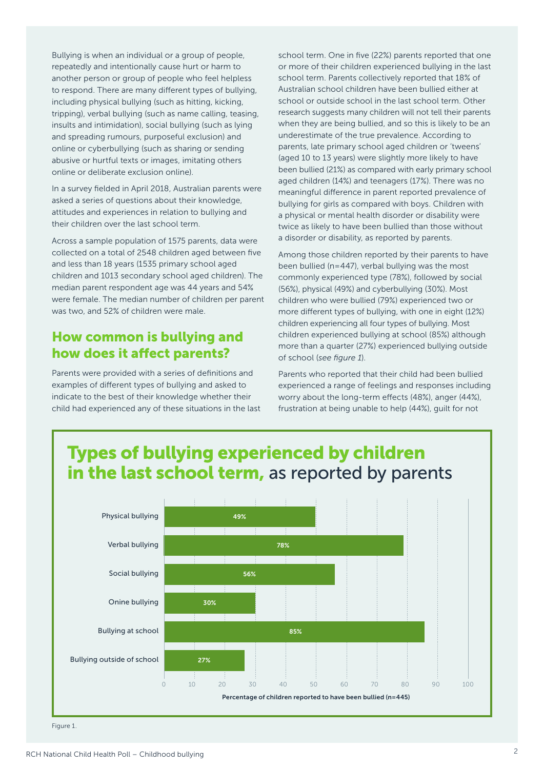Bullying is when an individual or a group of people, repeatedly and intentionally cause hurt or harm to another person or group of people who feel helpless to respond. There are many different types of bullying, including physical bullying (such as hitting, kicking, tripping), verbal bullying (such as name calling, teasing, insults and intimidation), social bullying (such as lying and spreading rumours, purposeful exclusion) and online or cyberbullying (such as sharing or sending abusive or hurtful texts or images, imitating others online or deliberate exclusion online).

In a survey fielded in April 2018, Australian parents were asked a series of questions about their knowledge, attitudes and experiences in relation to bullying and their children over the last school term.

Across a sample population of 1575 parents, data were collected on a total of 2548 children aged between five and less than 18 years (1535 primary school aged children and 1013 secondary school aged children). The median parent respondent age was 44 years and 54% were female. The median number of children per parent was two, and 52% of children were male.

## How common is bullying and how does it affect parents?

Parents were provided with a series of definitions and examples of different types of bullying and asked to indicate to the best of their knowledge whether their child had experienced any of these situations in the last school term. One in five (22%) parents reported that one or more of their children experienced bullying in the last school term. Parents collectively reported that 18% of Australian school children have been bullied either at school or outside school in the last school term. Other research suggests many children will not tell their parents when they are being bullied, and so this is likely to be an underestimate of the true prevalence. According to parents, late primary school aged children or 'tweens' (aged 10 to 13 years) were slightly more likely to have been bullied (21%) as compared with early primary school aged children (14%) and teenagers (17%). There was no meaningful difference in parent reported prevalence of bullying for girls as compared with boys. Children with a physical or mental health disorder or disability were twice as likely to have been bullied than those without a disorder or disability, as reported by parents.

Among those children reported by their parents to have been bullied (n=447), verbal bullying was the most commonly experienced type (78%), followed by social (56%), physical (49%) and cyberbullying (30%). Most children who were bullied (79%) experienced two or more different types of bullying, with one in eight (12%) children experiencing all four types of bullying. Most children experienced bullying at school (85%) although more than a quarter (27%) experienced bullying outside of school (*see figure 1*).

Parents who reported that their child had been bullied experienced a range of feelings and responses including worry about the long-term effects (48%), anger (44%), frustration at being unable to help (44%), guilt for not

### Types of bullying experienced by children in the last school term, as reported by parents

| Type | Percentage of children reported to have been bullied (n=445) |
|---|---|
| Physical bullying | 49% |
| Verbal bullying | 78% |
| Social bullying | 56% |
| Onine bullying | 30% |
| Bullying at school | 85% |
| Bullying outside of school | 27% |

Figure 1.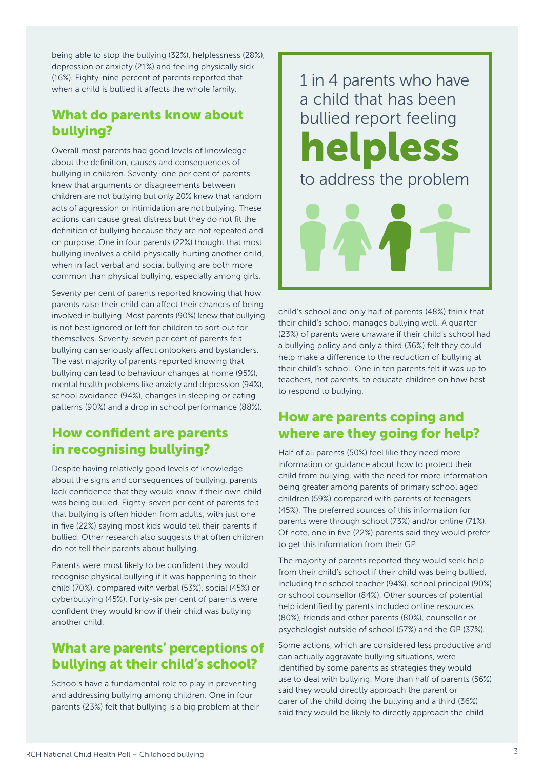being able to stop the bullying (32%), helplessness (28%), depression or anxiety (21%) and feeling physically sick (16%). Eighty-nine percent of parents reported that when a child is bullied it affects the whole family.

## What do parents know about bullying?

Overall most parents had good levels of knowledge about the definition, causes and consequences of bullying in children. Seventy-one per cent of parents knew that arguments or disagreements between children are not bullying but only 20% knew that random acts of aggression or intimidation are not bullying. These actions can cause great distress but they do not fit the definition of bullying because they are not repeated and on purpose. One in four parents (22%) thought that most bullying involves a child physically hurting another child, when in fact verbal and social bullying are both more common than physical bullying, especially among girls.

Seventy per cent of parents reported knowing that how parents raise their child can affect their chances of being involved in bullying. Most parents (90%) knew that bullying is not best ignored or left for children to sort out for themselves. Seventy-seven per cent of parents felt bullying can seriously affect onlookers and bystanders. The vast majority of parents reported knowing that bullying can lead to behaviour changes at home (95%), mental health problems like anxiety and depression (94%), school avoidance (94%), changes in sleeping or eating patterns (90%) and a drop in school performance (88%).

## How confident are parents in recognising bullying?

Despite having relatively good levels of knowledge about the signs and consequences of bullying, parents lack confidence that they would know if their own child was being bullied. Eighty-seven per cent of parents felt that bullying is often hidden from adults, with just one in five (22%) saying most kids would tell their parents if bullied. Other research also suggests that often children do not tell their parents about bullying.

Parents were most likely to be confident they would recognise physical bullying if it was happening to their child (70%), compared with verbal (53%), social (45%) or cyberbullying (45%). Forty-six per cent of parents were confident they would know if their child was bullying another child.

## What are parents' perceptions of bullying at their child's school?

Schools have a fundamental role to play in preventing and addressing bullying among children. One in four parents (23%) felt that bullying is a big problem at their child's school and only half of parents (48%) think that their child's school manages bullying well. A quarter (23%) of parents were unaware if their child's school had a bullying policy and only a third (36%) felt they could help make a difference to the reduction of bullying at their child's school. One in ten parents felt it was up to teachers, not parents, to educate children on how best to respond to bullying.

> 1 in 4 parents who have a child that has been bullied report feeling **helpless** to address the problem

## How are parents coping and where are they going for help?

Half of all parents (50%) feel like they need more information or guidance about how to protect their child from bullying, with the need for more information being greater among parents of primary school aged children (59%) compared with parents of teenagers (45%). The preferred sources of this information for parents were through school (73%) and/or online (71%). Of note, one in five (22%) parents said they would prefer to get this information from their GP.

The majority of parents reported they would seek help from their child's school if their child was being bullied, including the school teacher (94%), school principal (90%) or school counsellor (84%). Other sources of potential help identified by parents included online resources (80%), friends and other parents (80%), counsellor or psychologist outside of school (57%) and the GP (37%).

Some actions, which are considered less productive and can actually aggravate bullying situations, were identified by some parents as strategies they would use to deal with bullying. More than half of parents (56%) said they would directly approach the parent or carer of the child doing the bullying and a third (36%) said they would be likely to directly approach the child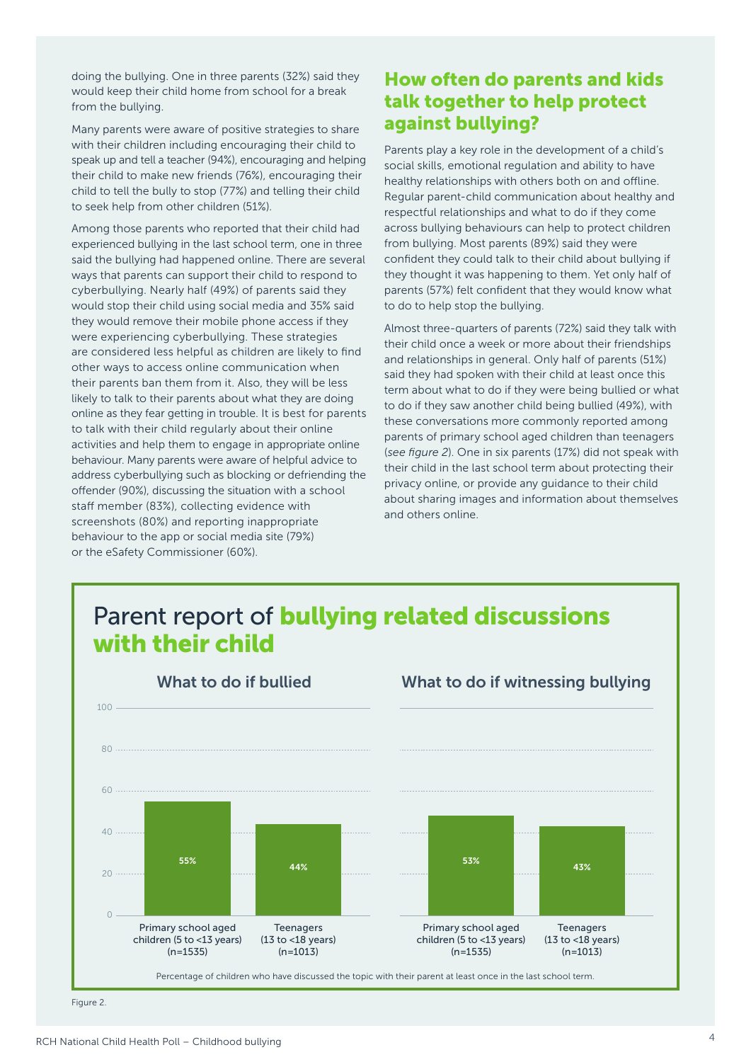doing the bullying. One in three parents (32%) said they would keep their child home from school for a break from the bullying.

Many parents were aware of positive strategies to share with their children including encouraging their child to speak up and tell a teacher (94%), encouraging and helping their child to make new friends (76%), encouraging their child to tell the bully to stop (77%) and telling their child to seek help from other children (51%).

Among those parents who reported that their child had experienced bullying in the last school term, one in three said the bullying had happened online. There are several ways that parents can support their child to respond to cyberbullying. Nearly half (49%) of parents said they would stop their child using social media and 35% said they would remove their mobile phone access if they were experiencing cyberbullying. These strategies are considered less helpful as children are likely to find other ways to access online communication when their parents ban them from it. Also, they will be less likely to talk to their parents about what they are doing online as they fear getting in trouble. It is best for parents to talk with their child regularly about their online activities and help them to engage in appropriate online behaviour. Many parents were aware of helpful advice to address cyberbullying such as blocking or defriending the offender (90%), discussing the situation with a school staff member (83%), collecting evidence with screenshots (80%) and reporting inappropriate behaviour to the app or social media site (79%) or the eSafety Commissioner (60%).

## How often do parents and kids talk together to help protect against bullying?

Parents play a key role in the development of a child's social skills, emotional regulation and ability to have healthy relationships with others both on and offline. Regular parent-child communication about healthy and respectful relationships and what to do if they come across bullying behaviours can help to protect children from bullying. Most parents (89%) said they were confident they could talk to their child about bullying if they thought it was happening to them. Yet only half of parents (57%) felt confident that they would know what to do to help stop the bullying.

Almost three-quarters of parents (72%) said they talk with their child once a week or more about their friendships and relationships in general. Only half of parents (51%) said they had spoken with their child at least once this term about what to do if they were being bullied or what to do if they saw another child being bullied (49%), with these conversations more commonly reported among parents of primary school aged children than teenagers (*see figure 2*). One in six parents (17%) did not speak with their child in the last school term about protecting their privacy online, or provide any guidance to their child about sharing images and information about themselves and others online.

## Parent report of **bullying related discussions with their child**

| | What to do if bullied | What to do if witnessing bullying |
|---|---|---|
| Primary school aged children (5 to <13 years) (n=1535) | 55% | 53% |
| Teenagers (13 to <18 years) (n=1013) | 44% | 43% |

Percentage of children who have discussed the topic with their parent at least once in the last school term.

Figure 2.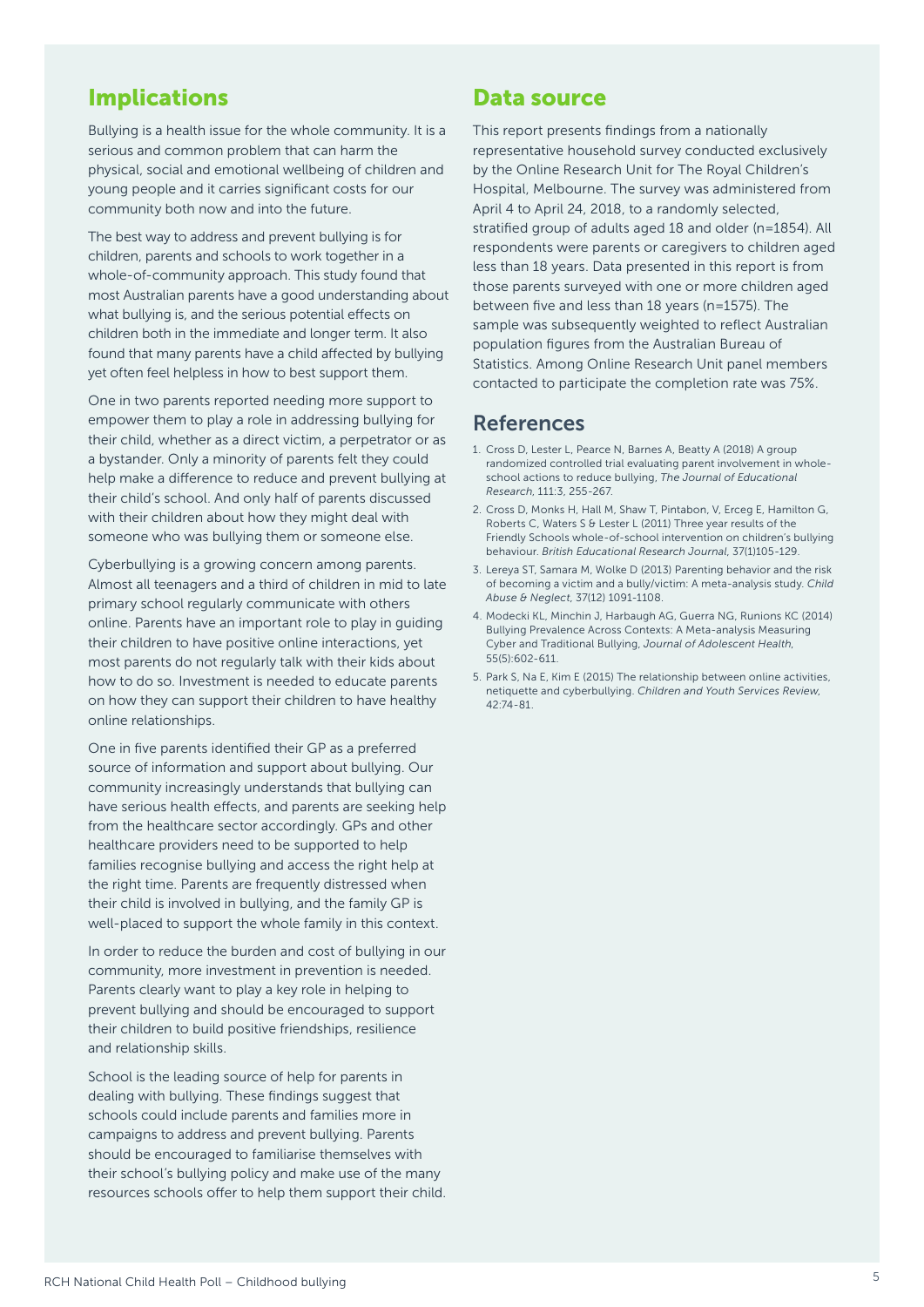## Implications

Bullying is a health issue for the whole community. It is a serious and common problem that can harm the physical, social and emotional wellbeing of children and young people and it carries significant costs for our community both now and into the future.

The best way to address and prevent bullying is for children, parents and schools to work together in a whole-of-community approach. This study found that most Australian parents have a good understanding about what bullying is, and the serious potential effects on children both in the immediate and longer term. It also found that many parents have a child affected by bullying yet often feel helpless in how to best support them.

One in two parents reported needing more support to empower them to play a role in addressing bullying for their child, whether as a direct victim, a perpetrator or as a bystander. Only a minority of parents felt they could help make a difference to reduce and prevent bullying at their child's school. And only half of parents discussed with their children about how they might deal with someone who was bullying them or someone else.

Cyberbullying is a growing concern among parents. Almost all teenagers and a third of children in mid to late primary school regularly communicate with others online. Parents have an important role to play in guiding their children to have positive online interactions, yet most parents do not regularly talk with their kids about how to do so. Investment is needed to educate parents on how they can support their children to have healthy online relationships.

One in five parents identified their GP as a preferred source of information and support about bullying. Our community increasingly understands that bullying can have serious health effects, and parents are seeking help from the healthcare sector accordingly. GPs and other healthcare providers need to be supported to help families recognise bullying and access the right help at the right time. Parents are frequently distressed when their child is involved in bullying, and the family GP is well-placed to support the whole family in this context.

In order to reduce the burden and cost of bullying in our community, more investment in prevention is needed. Parents clearly want to play a key role in helping to prevent bullying and should be encouraged to support their children to build positive friendships, resilience and relationship skills.

School is the leading source of help for parents in dealing with bullying. These findings suggest that schools could include parents and families more in campaigns to address and prevent bullying. Parents should be encouraged to familiarise themselves with their school's bullying policy and make use of the many resources schools offer to help them support their child.

## Data source

This report presents findings from a nationally representative household survey conducted exclusively by the Online Research Unit for The Royal Children's Hospital, Melbourne. The survey was administered from April 4 to April 24, 2018, to a randomly selected, stratified group of adults aged 18 and older (n=1854). All respondents were parents or caregivers to children aged less than 18 years. Data presented in this report is from those parents surveyed with one or more children aged between five and less than 18 years (n=1575). The sample was subsequently weighted to reflect Australian population figures from the Australian Bureau of Statistics. Among Online Research Unit panel members contacted to participate the completion rate was 75%.

## References

1. Cross D, Lester L, Pearce N, Barnes A, Beatty A (2018) A group randomized controlled trial evaluating parent involvement in whole-school actions to reduce bullying, *The Journal of Educational Research*, 111:3, 255-267.
2. Cross D, Monks H, Hall M, Shaw T, Pintabon, V, Erceg E, Hamilton G, Roberts C, Waters S & Lester L (2011) Three year results of the Friendly Schools whole-of-school intervention on children's bullying behaviour. *British Educational Research Journal*, 37(1)105-129.
3. Lereya ST, Samara M, Wolke D (2013) Parenting behavior and the risk of becoming a victim and a bully/victim: A meta-analysis study. *Child Abuse & Neglect*, 37(12) 1091-1108.
4. Modecki KL, Minchin J, Harbaugh AG, Guerra NG, Runions KC (2014) Bullying Prevalence Across Contexts: A Meta-analysis Measuring Cyber and Traditional Bullying, *Journal of Adolescent Health*, 55(5):602-611.
5. Park S, Na E, Kim E (2015) The relationship between online activities, netiquette and cyberbullying. *Children and Youth Services Review*, 42:74-81.